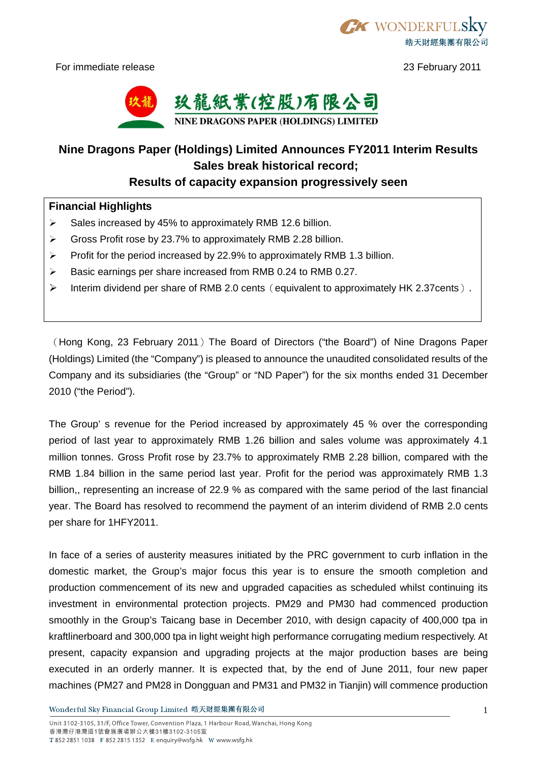For immediate release

23 February 2011

玖龍紙業(控股)有限公司

NINE DRAGONS PAPER (HOLDINGS) LIMITED

# Nine Dragons Paper (Holdings) Limited Announces FY2011 Interim Results

## Sales break historical record;

## Results of capacity expansion progressively seen

**Financial Highlights**

- Sales increased by 45% to approximately RMB 12.6 billion.
- Gross Profit rose by 23.7% to approximately RMB 2.28 billion.
- Profit for the period increased by 22.9% to approximately RMB 1.3 billion.
- Basic earnings per share increased from RMB 0.24 to RMB 0.27.
- Interim dividend per share of RMB 2.0 cents（equivalent to approximately HK 2.37cents）.

（Hong Kong, 23 February 2011）The Board of Directors ("the Board") of Nine Dragons Paper (Holdings) Limited (the "Company") is pleased to announce the unaudited consolidated results of the Company and its subsidiaries (the "Group" or "ND Paper") for the six months ended 31 December 2010 ("the Period").

The Group' s revenue for the Period increased by approximately 45 % over the corresponding period of last year to approximately RMB 1.26 billion and sales volume was approximately 4.1 million tonnes. Gross Profit rose by 23.7% to approximately RMB 2.28 billion, compared with the RMB 1.84 billion in the same period last year. Profit for the period was approximately RMB 1.3 billion,, representing an increase of 22.9 % as compared with the same period of the last financial year. The Board has resolved to recommend the payment of an interim dividend of RMB 2.0 cents per share for 1HFY2011.

In face of a series of austerity measures initiated by the PRC government to curb inflation in the domestic market, the Group's major focus this year is to ensure the smooth completion and production commencement of its new and upgraded capacities as scheduled whilst continuing its investment in environmental protection projects. PM29 and PM30 had commenced production smoothly in the Group's Taicang base in December 2010, with design capacity of 400,000 tpa in kraftlinerboard and 300,000 tpa in light weight high performance corrugating medium respectively. At present, capacity expansion and upgrading projects at the major production bases are being executed in an orderly manner. It is expected that, by the end of June 2011, four new paper machines (PM27 and PM28 in Dongguan and PM31 and PM32 in Tianjin) will commence production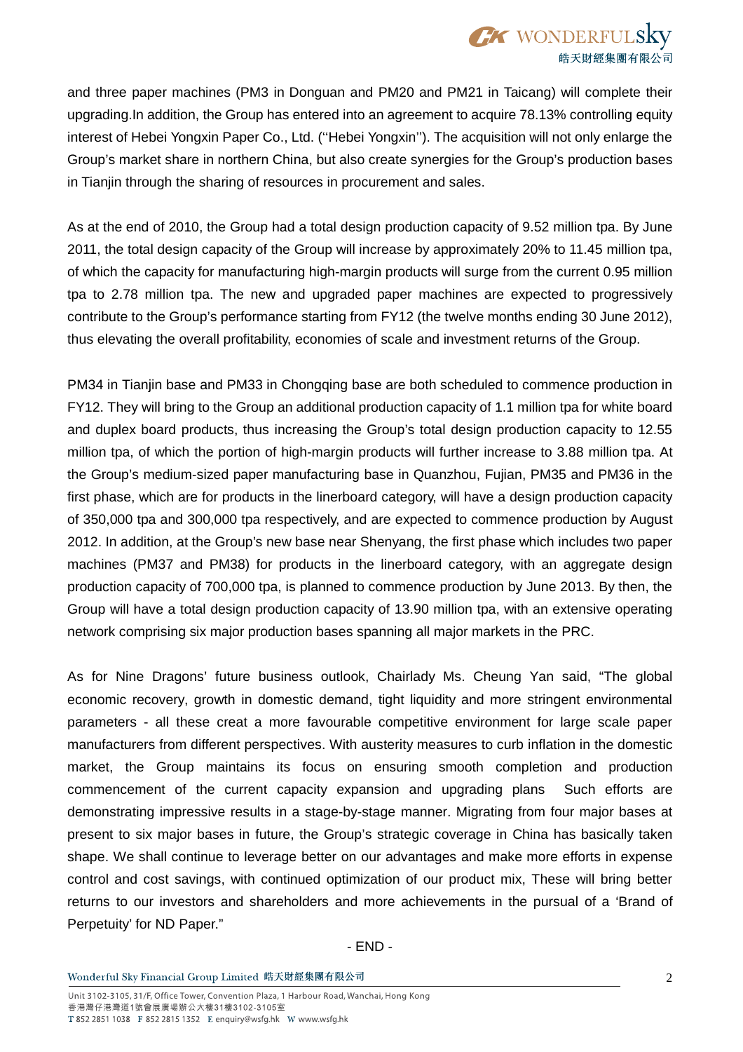and three paper machines (PM3 in Donguan and PM20 and PM21 in Taicang) will complete their upgrading.In addition, the Group has entered into an agreement to acquire 78.13% controlling equity interest of Hebei Yongxin Paper Co., Ltd. (''Hebei Yongxin''). The acquisition will not only enlarge the Group's market share in northern China, but also create synergies for the Group's production bases in Tianjin through the sharing of resources in procurement and sales.

As at the end of 2010, the Group had a total design production capacity of 9.52 million tpa. By June 2011, the total design capacity of the Group will increase by approximately 20% to 11.45 million tpa, of which the capacity for manufacturing high-margin products will surge from the current 0.95 million tpa to 2.78 million tpa. The new and upgraded paper machines are expected to progressively contribute to the Group's performance starting from FY12 (the twelve months ending 30 June 2012), thus elevating the overall profitability, economies of scale and investment returns of the Group.

PM34 in Tianjin base and PM33 in Chongqing base are both scheduled to commence production in FY12. They will bring to the Group an additional production capacity of 1.1 million tpa for white board and duplex board products, thus increasing the Group's total design production capacity to 12.55 million tpa, of which the portion of high-margin products will further increase to 3.88 million tpa. At the Group's medium-sized paper manufacturing base in Quanzhou, Fujian, PM35 and PM36 in the first phase, which are for products in the linerboard category, will have a design production capacity of 350,000 tpa and 300,000 tpa respectively, and are expected to commence production by August 2012. In addition, at the Group's new base near Shenyang, the first phase which includes two paper machines (PM37 and PM38) for products in the linerboard category, with an aggregate design production capacity of 700,000 tpa, is planned to commence production by June 2013. By then, the Group will have a total design production capacity of 13.90 million tpa, with an extensive operating network comprising six major production bases spanning all major markets in the PRC.

As for Nine Dragons' future business outlook, Chairlady Ms. Cheung Yan said, "The global economic recovery, growth in domestic demand, tight liquidity and more stringent environmental parameters - all these creat a more favourable competitive environment for large scale paper manufacturers from different perspectives. With austerity measures to curb inflation in the domestic market, the Group maintains its focus on ensuring smooth completion and production commencement of the current capacity expansion and upgrading plans  Such efforts are demonstrating impressive results in a stage-by-stage manner. Migrating from four major bases at present to six major bases in future, the Group's strategic coverage in China has basically taken shape. We shall continue to leverage better on our advantages and make more efforts in expense control and cost savings, with continued optimization of our product mix, These will bring better returns to our investors and shareholders and more achievements in the pursual of a 'Brand of Perpetuity' for ND Paper."

- END -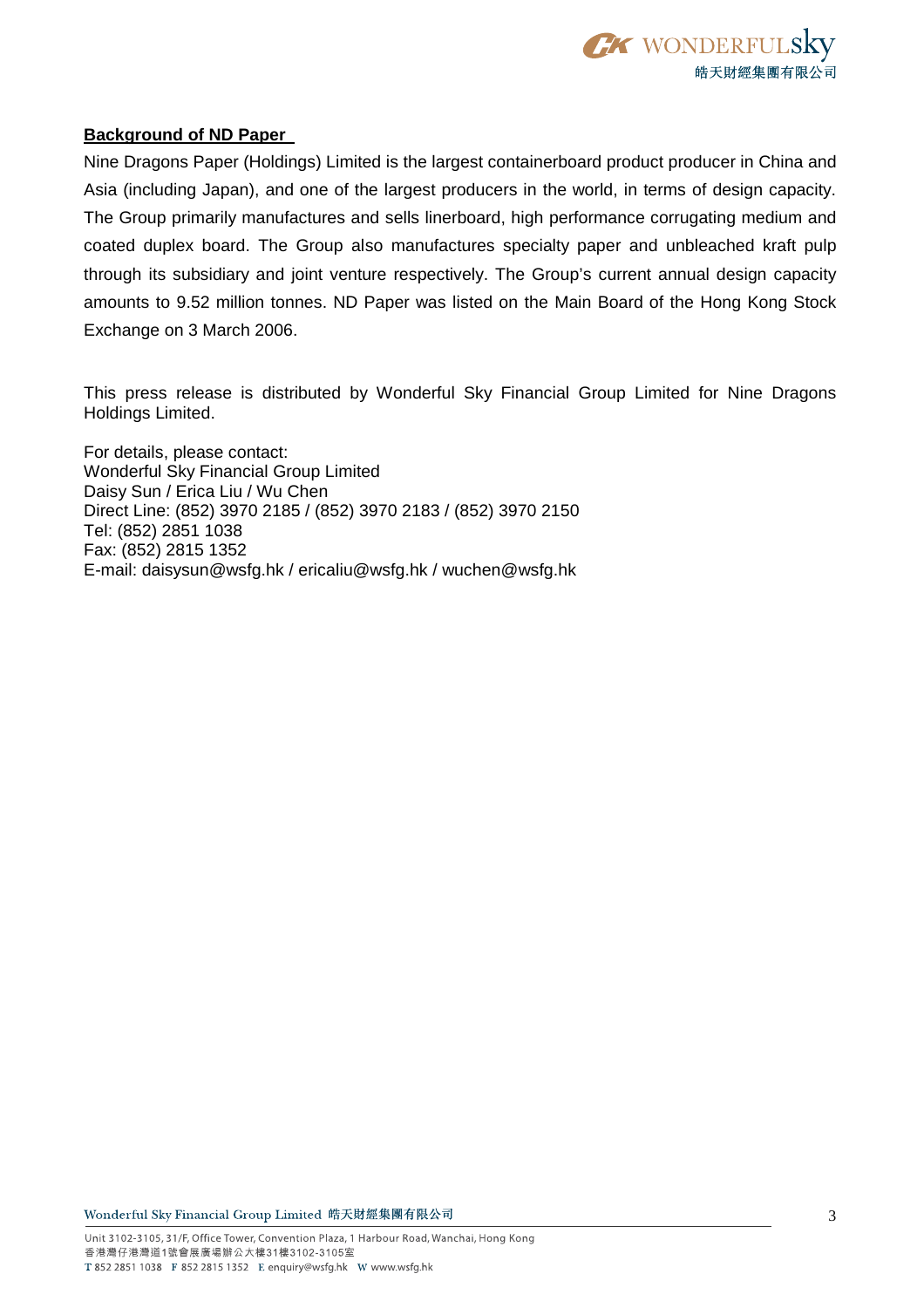**Background of ND Paper**

Nine Dragons Paper (Holdings) Limited is the largest containerboard product producer in China and Asia (including Japan), and one of the largest producers in the world, in terms of design capacity. The Group primarily manufactures and sells linerboard, high performance corrugating medium and coated duplex board. The Group also manufactures specialty paper and unbleached kraft pulp through its subsidiary and joint venture respectively. The Group's current annual design capacity amounts to 9.52 million tonnes. ND Paper was listed on the Main Board of the Hong Kong Stock Exchange on 3 March 2006.

This press release is distributed by Wonderful Sky Financial Group Limited for Nine Dragons Holdings Limited.

For details, please contact:
Wonderful Sky Financial Group Limited
Daisy Sun / Erica Liu / Wu Chen
Direct Line: (852) 3970 2185 / (852) 3970 2183 / (852) 3970 2150
Tel: (852) 2851 1038
Fax: (852) 2815 1352
E-mail: daisysun@wsfg.hk / ericaliu@wsfg.hk / wuchen@wsfg.hk